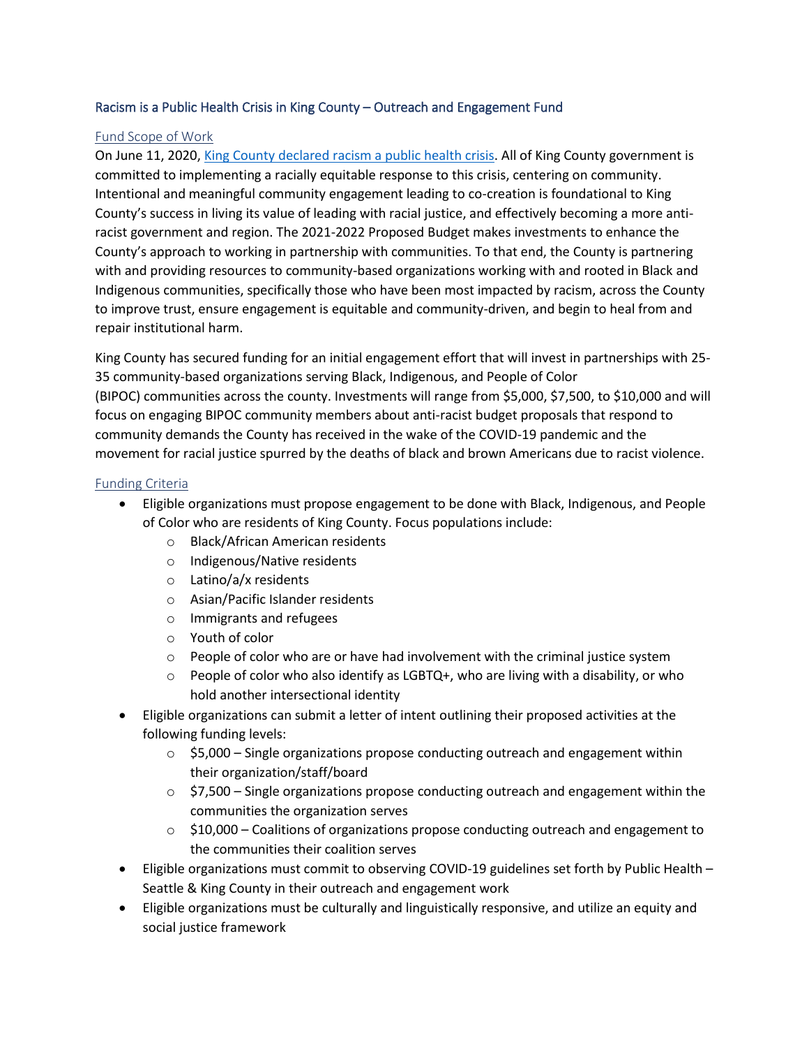# Racism is a Public Health Crisis in King County – Outreach and Engagement Fund

## Fund Scope of Work

On June 11, 2020, King County declared racism a public health crisis. All of King County government is committed to implementing a racially equitable response to this crisis, centering on community. Intentional and meaningful community engagement leading to co-creation is foundational to King County's success in living its value of leading with racial justice, and effectively becoming a more anti-racist government and region. The 2021-2022 Proposed Budget makes investments to enhance the County's approach to working in partnership with communities. To that end, the County is partnering with and providing resources to community-based organizations working with and rooted in Black and Indigenous communities, specifically those who have been most impacted by racism, across the County to improve trust, ensure engagement is equitable and community-driven, and begin to heal from and repair institutional harm.

King County has secured funding for an initial engagement effort that will invest in partnerships with 25-35 community-based organizations serving Black, Indigenous, and People of Color (BIPOC) communities across the county. Investments will range from $5,000, $7,500, to $10,000 and will focus on engaging BIPOC community members about anti-racist budget proposals that respond to community demands the County has received in the wake of the COVID-19 pandemic and the movement for racial justice spurred by the deaths of black and brown Americans due to racist violence.

## Funding Criteria

- Eligible organizations must propose engagement to be done with Black, Indigenous, and People of Color who are residents of King County. Focus populations include:
  - Black/African American residents
  - Indigenous/Native residents
  - Latino/a/x residents
  - Asian/Pacific Islander residents
  - Immigrants and refugees
  - Youth of color
  - People of color who are or have had involvement with the criminal justice system
  - People of color who also identify as LGBTQ+, who are living with a disability, or who hold another intersectional identity
- Eligible organizations can submit a letter of intent outlining their proposed activities at the following funding levels:
  - $5,000 – Single organizations propose conducting outreach and engagement within their organization/staff/board
  - $7,500 – Single organizations propose conducting outreach and engagement within the communities the organization serves
  - $10,000 – Coalitions of organizations propose conducting outreach and engagement to the communities their coalition serves
- Eligible organizations must commit to observing COVID-19 guidelines set forth by Public Health – Seattle & King County in their outreach and engagement work
- Eligible organizations must be culturally and linguistically responsive, and utilize an equity and social justice framework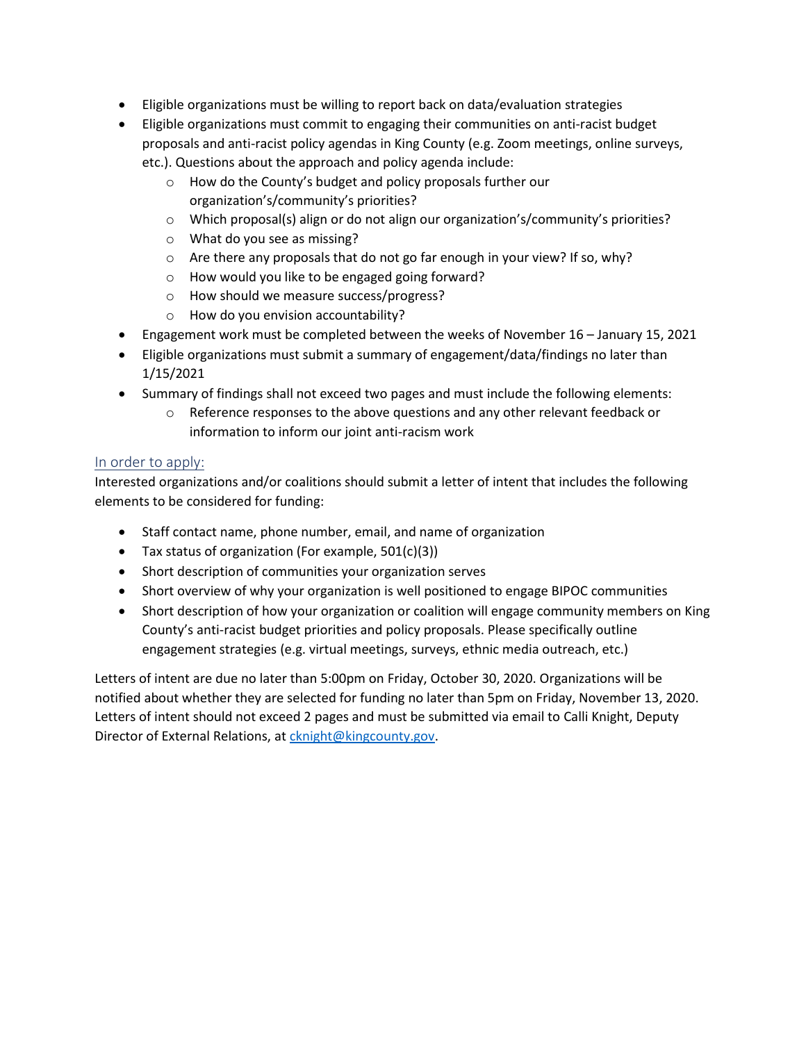- Eligible organizations must be willing to report back on data/evaluation strategies
- Eligible organizations must commit to engaging their communities on anti-racist budget proposals and anti-racist policy agendas in King County (e.g. Zoom meetings, online surveys, etc.). Questions about the approach and policy agenda include:
    - How do the County's budget and policy proposals further our organization's/community's priorities?
    - Which proposal(s) align or do not align our organization's/community's priorities?
    - What do you see as missing?
    - Are there any proposals that do not go far enough in your view? If so, why?
    - How would you like to be engaged going forward?
    - How should we measure success/progress?
    - How do you envision accountability?
- Engagement work must be completed between the weeks of November 16 – January 15, 2021
- Eligible organizations must submit a summary of engagement/data/findings no later than 1/15/2021
- Summary of findings shall not exceed two pages and must include the following elements:
    - Reference responses to the above questions and any other relevant feedback or information to inform our joint anti-racism work

## In order to apply:

Interested organizations and/or coalitions should submit a letter of intent that includes the following elements to be considered for funding:

- Staff contact name, phone number, email, and name of organization
- Tax status of organization (For example, 501(c)(3))
- Short description of communities your organization serves
- Short overview of why your organization is well positioned to engage BIPOC communities
- Short description of how your organization or coalition will engage community members on King County's anti-racist budget priorities and policy proposals. Please specifically outline engagement strategies (e.g. virtual meetings, surveys, ethnic media outreach, etc.)

Letters of intent are due no later than 5:00pm on Friday, October 30, 2020. Organizations will be notified about whether they are selected for funding no later than 5pm on Friday, November 13, 2020. Letters of intent should not exceed 2 pages and must be submitted via email to Calli Knight, Deputy Director of External Relations, at cknight@kingcounty.gov.